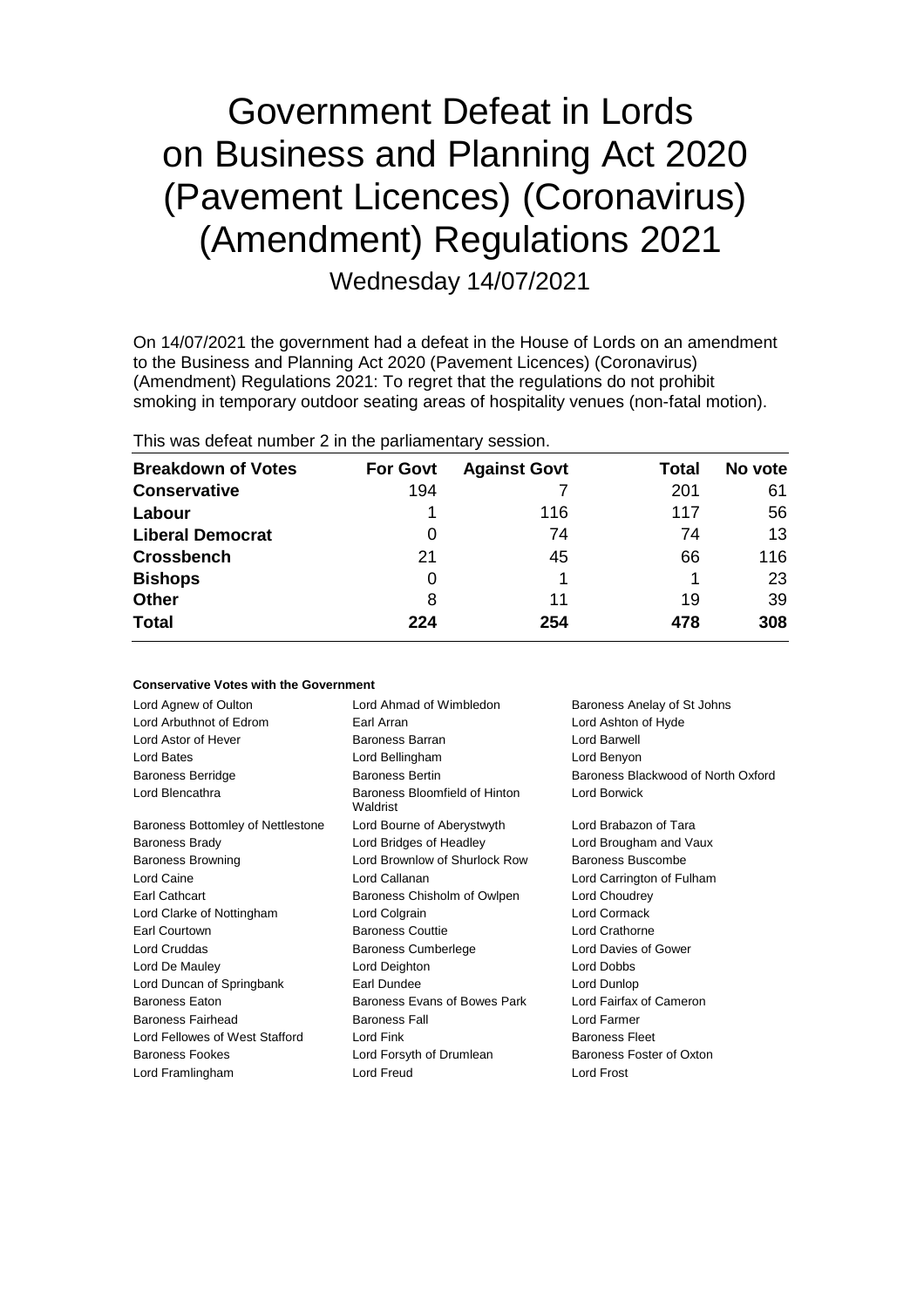# Government Defeat in Lords on Business and Planning Act 2020 (Pavement Licences) (Coronavirus) (Amendment) Regulations 2021

Wednesday 14/07/2021

On 14/07/2021 the government had a defeat in the House of Lords on an amendment to the Business and Planning Act 2020 (Pavement Licences) (Coronavirus) (Amendment) Regulations 2021: To regret that the regulations do not prohibit smoking in temporary outdoor seating areas of hospitality venues (non-fatal motion).

This was defeat number 2 in the parliamentary session.

| Breakdown of Votes | For Govt | Against Govt | Total | No vote |
|---|---|---|---|---|
| **Conservative** | 194 | 7 | 201 | 61 |
| **Labour** | 1 | 116 | 117 | 56 |
| **Liberal Democrat** | 0 | 74 | 74 | 13 |
| **Crossbench** | 21 | 45 | 66 | 116 |
| **Bishops** | 0 | 1 | 1 | 23 |
| **Other** | 8 | 11 | 19 | 39 |
| **Total** | **224** | **254** | **478** | **308** |

#### Conservative Votes with the Government

| | | |
|---|---|---|
| Lord Agnew of Oulton | Lord Ahmad of Wimbledon | Baroness Anelay of St Johns |
| Lord Arbuthnot of Edrom | Earl Arran | Lord Ashton of Hyde |
| Lord Astor of Hever | Baroness Barran | Lord Barwell |
| Lord Bates | Lord Bellingham | Lord Benyon |
| Baroness Berridge | Baroness Bertin | Baroness Blackwood of North Oxford |
| Lord Blencathra | Baroness Bloomfield of Hinton Waldrist | Lord Borwick |
| Baroness Bottomley of Nettlestone | Lord Bourne of Aberystwyth | Lord Brabazon of Tara |
| Baroness Brady | Lord Bridges of Headley | Lord Brougham and Vaux |
| Baroness Browning | Lord Brownlow of Shurlock Row | Baroness Buscombe |
| Lord Caine | Lord Callanan | Lord Carrington of Fulham |
| Earl Cathcart | Baroness Chisholm of Owlpen | Lord Choudrey |
| Lord Clarke of Nottingham | Lord Colgrain | Lord Cormack |
| Earl Courtown | Baroness Couttie | Lord Crathorne |
| Lord Cruddas | Baroness Cumberlege | Lord Davies of Gower |
| Lord De Mauley | Lord Deighton | Lord Dobbs |
| Lord Duncan of Springbank | Earl Dundee | Lord Dunlop |
| Baroness Eaton | Baroness Evans of Bowes Park | Lord Fairfax of Cameron |
| Baroness Fairhead | Baroness Fall | Lord Farmer |
| Lord Fellowes of West Stafford | Lord Fink | Baroness Fleet |
| Baroness Fookes | Lord Forsyth of Drumlean | Baroness Foster of Oxton |
| Lord Framlingham | Lord Freud | Lord Frost |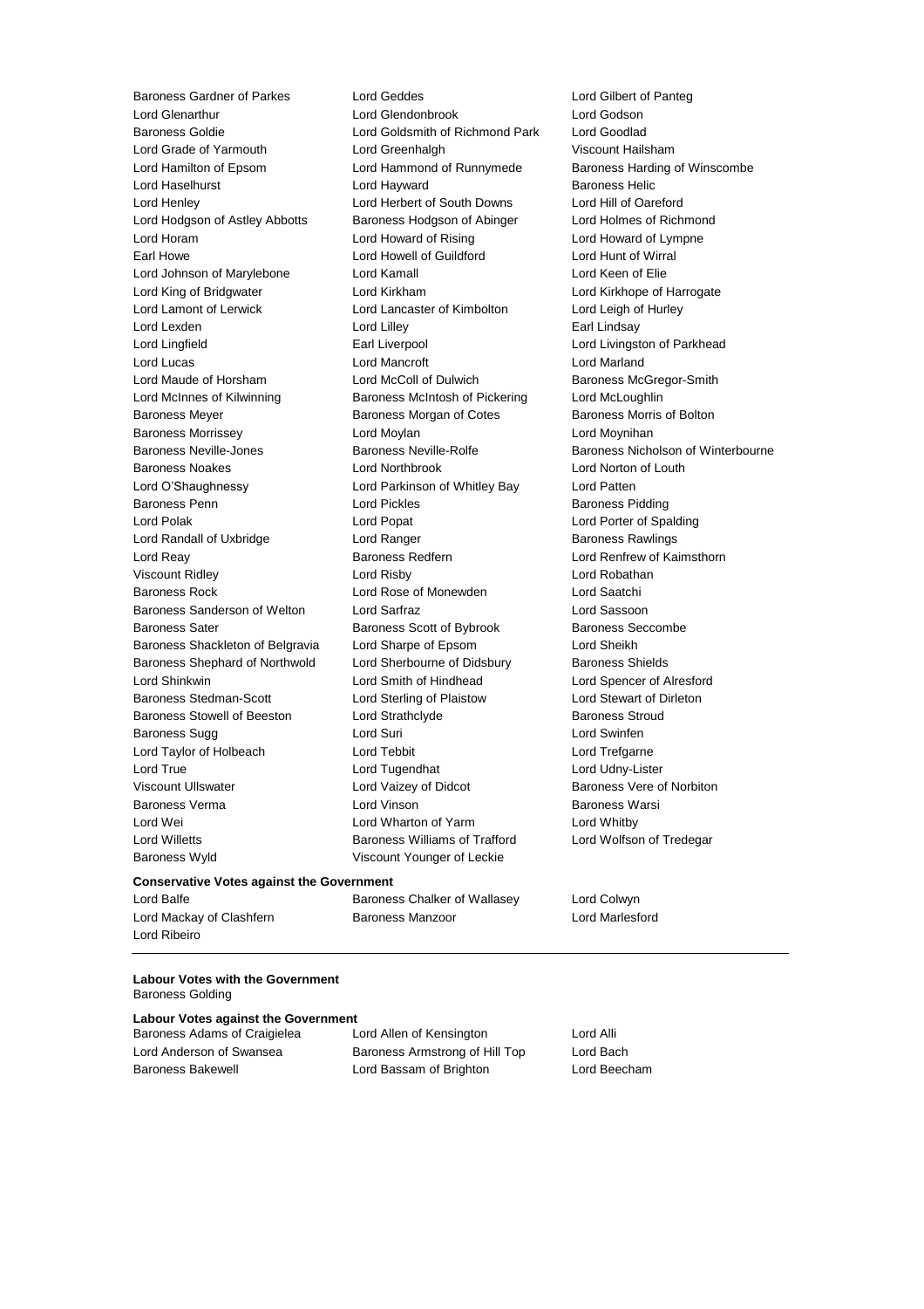Baroness Gardner of Parkes
Lord Geddes
Lord Gilbert of Panteg
Lord Glenarthur
Lord Glendonbrook
Lord Godson
Baroness Goldie
Lord Goldsmith of Richmond Park
Lord Goodlad
Lord Grade of Yarmouth
Lord Greenhalgh
Viscount Hailsham
Lord Hamilton of Epsom
Lord Hammond of Runnymede
Baroness Harding of Winscombe
Lord Haselhurst
Lord Hayward
Baroness Helic
Lord Henley
Lord Herbert of South Downs
Lord Hill of Oareford
Lord Hodgson of Astley Abbotts
Baroness Hodgson of Abinger
Lord Holmes of Richmond
Lord Horam
Lord Howard of Rising
Lord Howard of Lympne
Earl Howe
Lord Howell of Guildford
Lord Hunt of Wirral
Lord Johnson of Marylebone
Lord Kamall
Lord Keen of Elie
Lord King of Bridgwater
Lord Kirkham
Lord Kirkhope of Harrogate
Lord Lamont of Lerwick
Lord Lancaster of Kimbolton
Lord Leigh of Hurley
Lord Lexden
Lord Lilley
Earl Lindsay
Lord Lingfield
Earl Liverpool
Lord Livingston of Parkhead
Lord Lucas
Lord Mancroft
Lord Marland
Lord Maude of Horsham
Lord McColl of Dulwich
Baroness McGregor-Smith
Lord McInnes of Kilwinning
Baroness McIntosh of Pickering
Lord McLoughlin
Baroness Meyer
Baroness Morgan of Cotes
Baroness Morris of Bolton
Baroness Morrissey
Lord Moylan
Lord Moynihan
Baroness Neville-Jones
Baroness Neville-Rolfe
Baroness Nicholson of Winterbourne
Baroness Noakes
Lord Northbrook
Lord Norton of Louth
Lord O'Shaughnessy
Lord Parkinson of Whitley Bay
Lord Patten
Baroness Penn
Lord Pickles
Baroness Pidding
Lord Polak
Lord Popat
Lord Porter of Spalding
Lord Randall of Uxbridge
Lord Ranger
Baroness Rawlings
Lord Reay
Baroness Redfern
Lord Renfrew of Kaimsthorn
Viscount Ridley
Lord Risby
Lord Robathan
Baroness Rock
Lord Rose of Monewden
Lord Saatchi
Baroness Sanderson of Welton
Lord Sarfraz
Lord Sassoon
Baroness Sater
Baroness Scott of Bybrook
Baroness Seccombe
Baroness Shackleton of Belgravia
Lord Sharpe of Epsom
Lord Sheikh
Baroness Shephard of Northwold
Lord Sherbourne of Didsbury
Baroness Shields
Lord Shinkwin
Lord Smith of Hindhead
Lord Spencer of Alresford
Baroness Stedman-Scott
Lord Sterling of Plaistow
Lord Stewart of Dirleton
Baroness Stowell of Beeston
Lord Strathclyde
Baroness Stroud
Baroness Sugg
Lord Suri
Lord Swinfen
Lord Taylor of Holbeach
Lord Tebbit
Lord Trefgarne
Lord True
Lord Tugendhat
Lord Udny-Lister
Viscount Ullswater
Lord Vaizey of Didcot
Baroness Vere of Norbiton
Baroness Verma
Lord Vinson
Baroness Warsi
Lord Wei
Lord Wharton of Yarm
Lord Whitby
Lord Willetts
Baroness Williams of Trafford
Lord Wolfson of Tredegar
Baroness Wyld
Viscount Younger of Leckie

**Conservative Votes against the Government**

Lord Balfe
Baroness Chalker of Wallasey
Lord Colwyn
Lord Mackay of Clashfern
Baroness Manzoor
Lord Marlesford
Lord Ribeiro

---

**Labour Votes with the Government**

Baroness Golding

**Labour Votes against the Government**

Baroness Adams of Craigielea
Lord Allen of Kensington
Lord Alli
Lord Anderson of Swansea
Baroness Armstrong of Hill Top
Lord Bach
Baroness Bakewell
Lord Bassam of Brighton
Lord Beecham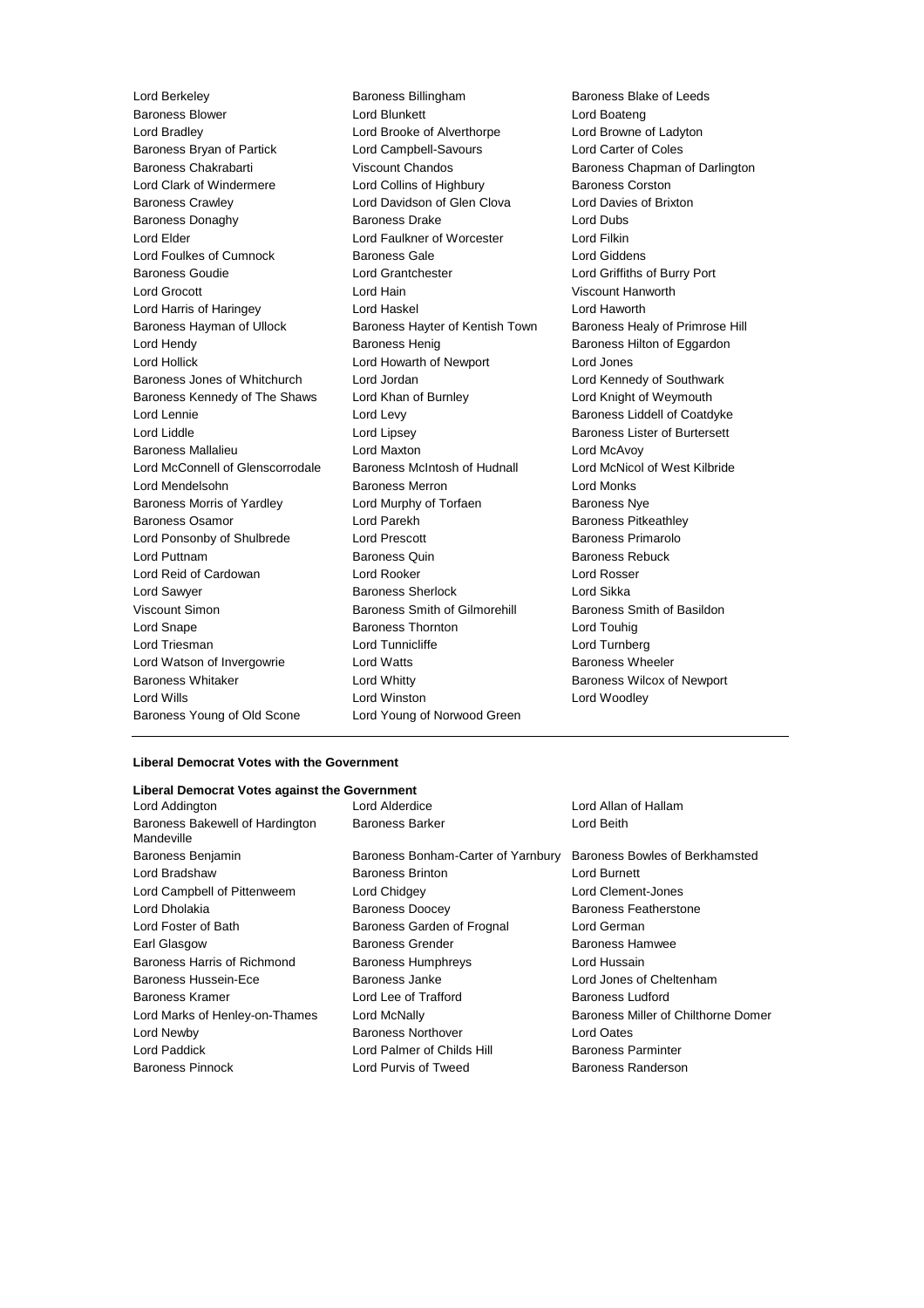Lord Berkeley
Baroness Billingham
Baroness Blake of Leeds
Baroness Blower
Lord Blunkett
Lord Boateng
Lord Bradley
Lord Brooke of Alverthorpe
Lord Browne of Ladyton
Baroness Bryan of Partick
Lord Campbell-Savours
Lord Carter of Coles
Baroness Chakrabarti
Viscount Chandos
Baroness Chapman of Darlington
Lord Clark of Windermere
Lord Collins of Highbury
Baroness Corston
Baroness Crawley
Lord Davidson of Glen Clova
Lord Davies of Brixton
Baroness Donaghy
Baroness Drake
Lord Dubs
Lord Elder
Lord Faulkner of Worcester
Lord Filkin
Lord Foulkes of Cumnock
Baroness Gale
Lord Giddens
Baroness Goudie
Lord Grantchester
Lord Griffiths of Burry Port
Lord Grocott
Lord Hain
Viscount Hanworth
Lord Harris of Haringey
Lord Haskel
Lord Haworth
Baroness Hayman of Ullock
Baroness Hayter of Kentish Town
Baroness Healy of Primrose Hill
Lord Hendy
Baroness Henig
Baroness Hilton of Eggardon
Lord Hollick
Lord Howarth of Newport
Lord Jones
Baroness Jones of Whitchurch
Lord Jordan
Lord Kennedy of Southwark
Baroness Kennedy of The Shaws
Lord Khan of Burnley
Lord Knight of Weymouth
Lord Lennie
Lord Levy
Baroness Liddell of Coatdyke
Lord Liddle
Lord Lipsey
Baroness Lister of Burtersett
Baroness Mallalieu
Lord Maxton
Lord McAvoy
Lord McConnell of Glenscorrodale
Baroness McIntosh of Hudnall
Lord McNicol of West Kilbride
Lord Mendelsohn
Baroness Merron
Lord Monks
Baroness Morris of Yardley
Lord Murphy of Torfaen
Baroness Nye
Baroness Osamor
Lord Parekh
Baroness Pitkeathley
Lord Ponsonby of Shulbrede
Lord Prescott
Baroness Primarolo
Lord Puttnam
Baroness Quin
Baroness Rebuck
Lord Reid of Cardowan
Lord Rooker
Lord Rosser
Lord Sawyer
Baroness Sherlock
Lord Sikka
Viscount Simon
Baroness Smith of Gilmorehill
Baroness Smith of Basildon
Lord Snape
Baroness Thornton
Lord Touhig
Lord Triesman
Lord Tunnicliffe
Lord Turnberg
Lord Watson of Invergowrie
Lord Watts
Baroness Wheeler
Baroness Whitaker
Lord Whitty
Baroness Wilcox of Newport
Lord Wills
Lord Winston
Lord Woodley
Baroness Young of Old Scone
Lord Young of Norwood Green

---

**Liberal Democrat Votes with the Government**

**Liberal Democrat Votes against the Government**

Lord Addington
Lord Alderdice
Lord Allan of Hallam
Baroness Bakewell of Hardington Mandeville
Baroness Barker
Lord Beith
Baroness Benjamin
Baroness Bonham-Carter of Yarnbury
Baroness Bowles of Berkhamsted
Lord Bradshaw
Baroness Brinton
Lord Burnett
Lord Campbell of Pittenweem
Lord Chidgey
Lord Clement-Jones
Lord Dholakia
Baroness Doocey
Baroness Featherstone
Lord Foster of Bath
Baroness Garden of Frognal
Lord German
Earl Glasgow
Baroness Grender
Baroness Hamwee
Baroness Harris of Richmond
Baroness Humphreys
Lord Hussain
Baroness Hussein-Ece
Baroness Janke
Lord Jones of Cheltenham
Baroness Kramer
Lord Lee of Trafford
Baroness Ludford
Lord Marks of Henley-on-Thames
Lord McNally
Baroness Miller of Chilthorne Domer
Lord Newby
Baroness Northover
Lord Oates
Lord Paddick
Lord Palmer of Childs Hill
Baroness Parminter
Baroness Pinnock
Lord Purvis of Tweed
Baroness Randerson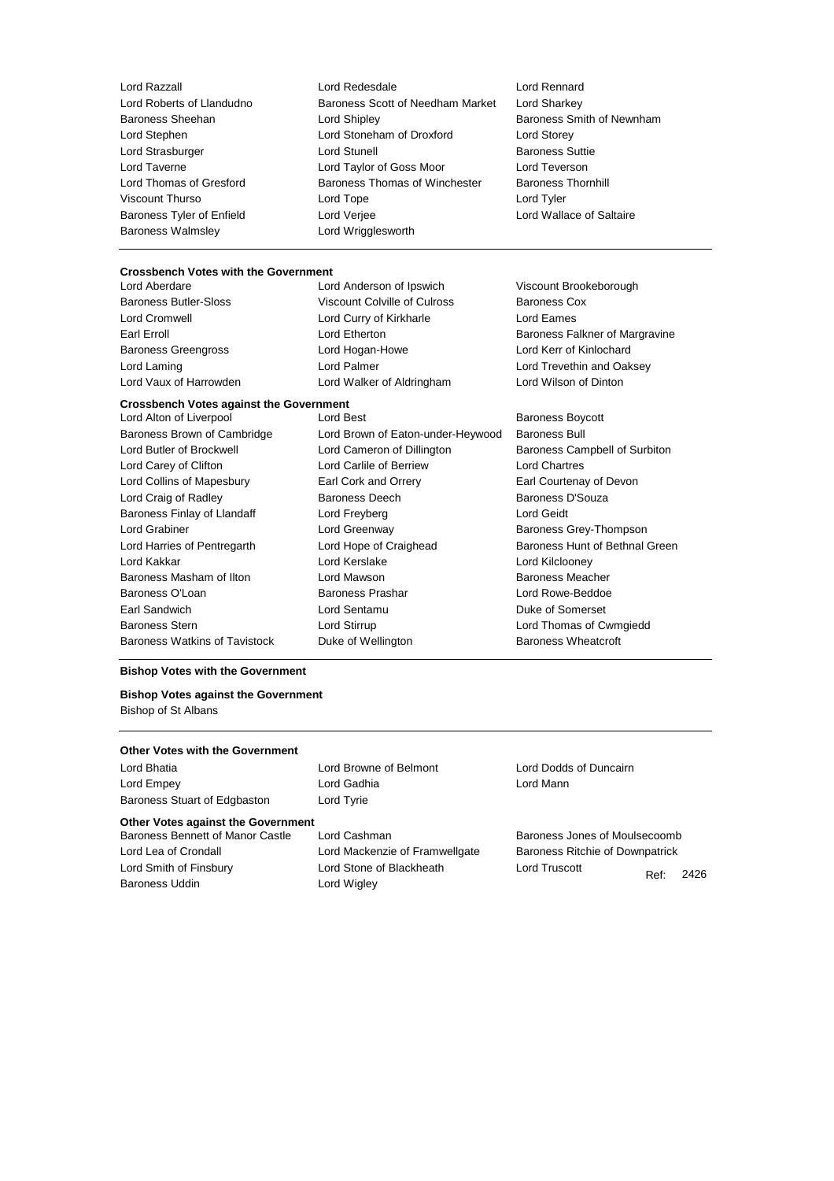| | | |
|---|---|---|
| Lord Razzall | Lord Redesdale | Lord Rennard |
| Lord Roberts of Llandudno | Baroness Scott of Needham Market | Lord Sharkey |
| Baroness Sheehan | Lord Shipley | Baroness Smith of Newnham |
| Lord Stephen | Lord Stoneham of Droxford | Lord Storey |
| Lord Strasburger | Lord Stunell | Baroness Suttie |
| Lord Taverne | Lord Taylor of Goss Moor | Lord Teverson |
| Lord Thomas of Gresford | Baroness Thomas of Winchester | Baroness Thornhill |
| Viscount Thurso | Lord Tope | Lord Tyler |
| Baroness Tyler of Enfield | Lord Verjee | Lord Wallace of Saltaire |
| Baroness Walmsley | Lord Wrigglesworth | |

**Crossbench Votes with the Government**

| | | |
|---|---|---|
| Lord Aberdare | Lord Anderson of Ipswich | Viscount Brookeborough |
| Baroness Butler-Sloss | Viscount Colville of Culross | Baroness Cox |
| Lord Cromwell | Lord Curry of Kirkharle | Lord Eames |
| Earl Erroll | Lord Etherton | Baroness Falkner of Margravine |
| Baroness Greengross | Lord Hogan-Howe | Lord Kerr of Kinlochard |
| Lord Laming | Lord Palmer | Lord Trevethin and Oaksey |
| Lord Vaux of Harrowden | Lord Walker of Aldringham | Lord Wilson of Dinton |

**Crossbench Votes against the Government**

| | | |
|---|---|---|
| Lord Alton of Liverpool | Lord Best | Baroness Boycott |
| Baroness Brown of Cambridge | Lord Brown of Eaton-under-Heywood | Baroness Bull |
| Lord Butler of Brockwell | Lord Cameron of Dillington | Baroness Campbell of Surbiton |
| Lord Carey of Clifton | Lord Carlile of Berriew | Lord Chartres |
| Lord Collins of Mapesbury | Earl Cork and Orrery | Earl Courtenay of Devon |
| Lord Craig of Radley | Baroness Deech | Baroness D'Souza |
| Baroness Finlay of Llandaff | Lord Freyberg | Lord Geidt |
| Lord Grabiner | Lord Greenway | Baroness Grey-Thompson |
| Lord Harries of Pentregarth | Lord Hope of Craighead | Baroness Hunt of Bethnal Green |
| Lord Kakkar | Lord Kerslake | Lord Kilclooney |
| Baroness Masham of Ilton | Lord Mawson | Baroness Meacher |
| Baroness O'Loan | Baroness Prashar | Lord Rowe-Beddoe |
| Earl Sandwich | Lord Sentamu | Duke of Somerset |
| Baroness Stern | Lord Stirrup | Lord Thomas of Cwmgiedd |
| Baroness Watkins of Tavistock | Duke of Wellington | Baroness Wheatcroft |

**Bishop Votes with the Government**

**Bishop Votes against the Government**

Bishop of St Albans

**Other Votes with the Government**

| | | |
|---|---|---|
| Lord Bhatia | Lord Browne of Belmont | Lord Dodds of Duncairn |
| Lord Empey | Lord Gadhia | Lord Mann |
| Baroness Stuart of Edgbaston | Lord Tyrie | |

**Other Votes against the Government**

| | | |
|---|---|---|
| Baroness Bennett of Manor Castle | Lord Cashman | Baroness Jones of Moulsecoomb |
| Lord Lea of Crondall | Lord Mackenzie of Framwellgate | Baroness Ritchie of Downpatrick |
| Lord Smith of Finsbury | Lord Stone of Blackheath | Lord Truscott |
| Baroness Uddin | Lord Wigley | |

Ref: 2426